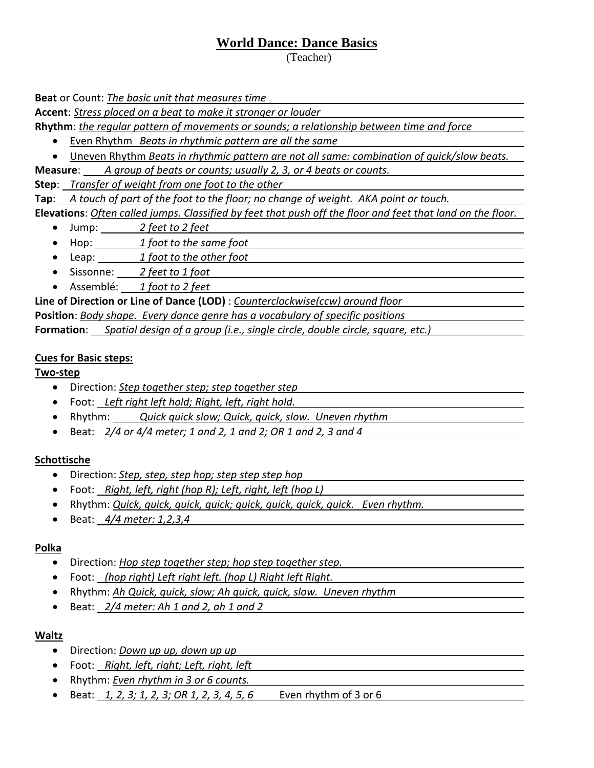# World Dance: Dance Basics

(Teacher)

**Beat** or Count: *The basic unit that measures time*

**Accent**: *Stress placed on a beat to make it stronger or louder*

**Rhythm**: *the regular pattern of movements or sounds; a relationship between time and force*

- Even Rhythm *Beats in rhythmic pattern are all the same*
- Uneven Rhythm *Beats in rhythmic pattern are not all same: combination of quick/slow beats.*

**Measure**: *A group of beats or counts; usually 2, 3, or 4 beats or counts.*

**Step**: *Transfer of weight from one foot to the other*

**Tap**: *A touch of part of the foot to the floor; no change of weight. AKA point or touch.*

**Elevations**: *Often called jumps. Classified by feet that push off the floor and feet that land on the floor.*

- Jump: *2 feet to 2 feet*
- Hop: *1 foot to the same foot*
- Leap: *1 foot to the other foot*
- Sissonne: *2 feet to 1 foot*
- Assemblé: *1 foot to 2 feet*

**Line of Direction or Line of Dance (LOD)** : *Counterclockwise(ccw) around floor*

**Position**: *Body shape. Every dance genre has a vocabulary of specific positions*

**Formation**: *Spatial design of a group (i.e., single circle, double circle, square, etc.)*

**Cues for Basic steps:**

**Two-step**

- Direction: *Step together step; step together step*
- Foot: *Left right left hold; Right, left, right hold.*
- Rhythm: *Quick quick slow; Quick, quick, slow. Uneven rhythm*
- Beat: *2/4 or 4/4 meter; 1 and 2, 1 and 2; OR 1 and 2, 3 and 4*

**Schottische**

- Direction: *Step, step, step hop; step step step hop*
- Foot: *Right, left, right (hop R); Left, right, left (hop L)*
- Rhythm: *Quick, quick, quick, quick; quick, quick, quick, quick. Even rhythm.*
- Beat: *4/4 meter: 1,2,3,4*

**Polka**

- Direction: *Hop step together step; hop step together step.*
- Foot: *(hop right) Left right left. (hop L) Right left Right.*
- Rhythm: *Ah Quick, quick, slow; Ah quick, quick, slow. Uneven rhythm*
- Beat: *2/4 meter: Ah 1 and 2, ah 1 and 2*

**Waltz**

- Direction: *Down up up, down up up*
- Foot: *Right, left, right; Left, right, left*
- Rhythm: *Even rhythm in 3 or 6 counts.*
- Beat: *1, 2, 3; 1, 2, 3; OR 1, 2, 3, 4, 5, 6* Even rhythm of 3 or 6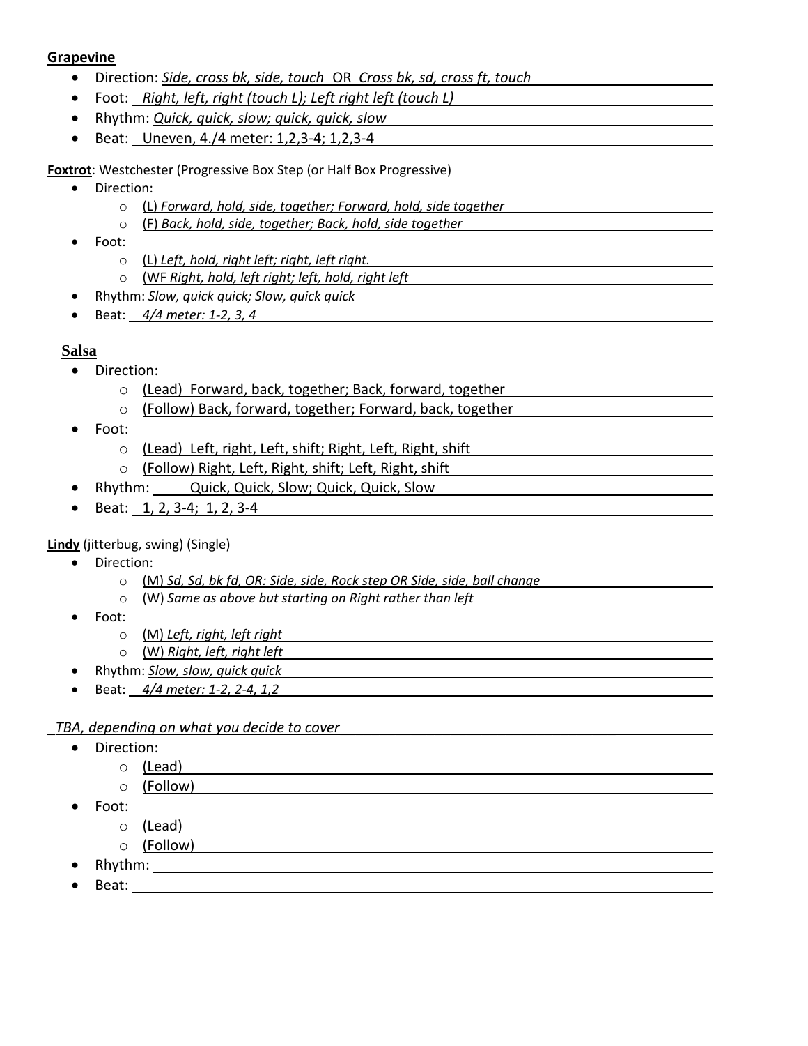**Grapevine**

- Direction: *Side, cross bk, side, touch* OR *Cross bk, sd, cross ft, touch*
- Foot: *Right, left, right (touch L); Left right left (touch L)*
- Rhythm: *Quick, quick, slow; quick, quick, slow*
- Beat: Uneven, 4./4 meter: 1,2,3-4; 1,2,3-4

**Foxtrot**: Westchester (Progressive Box Step (or Half Box Progressive)

- Direction:
  - (L) *Forward, hold, side, together; Forward, hold, side together*
  - (F) *Back, hold, side, together; Back, hold, side together*
- Foot:
  - (L) *Left, hold, right left; right, left right.*
  - (WF *Right, hold, left right; left, hold, right left*
- Rhythm: *Slow, quick quick; Slow, quick quick*
- Beat: *4/4 meter: 1-2, 3, 4*

**Salsa**

- Direction:
  - (Lead) Forward, back, together; Back, forward, together
  - (Follow) Back, forward, together; Forward, back, together
- Foot:
  - (Lead) Left, right, Left, shift; Right, Left, Right, shift
  - (Follow) Right, Left, Right, shift; Left, Right, shift
- Rhythm: Quick, Quick, Slow; Quick, Quick, Slow
- Beat: 1, 2, 3-4; 1, 2, 3-4

**Lindy** (jitterbug, swing) (Single)

- Direction:
  - (M) *Sd, Sd, bk fd, OR: Side, side, Rock step OR Side, side, ball change*
  - (W) *Same as above but starting on Right rather than left*
- Foot:
  - (M) *Left, right, left right*
  - (W) *Right, left, right left*
- Rhythm: *Slow, slow, quick quick*
- Beat: *4/4 meter: 1-2, 2-4, 1,2*

*TBA, depending on what you decide to cover*

- Direction:
  - (Lead)
  - (Follow)
- Foot:
  - (Lead)
  - (Follow)
- Rhythm:
- Beat: